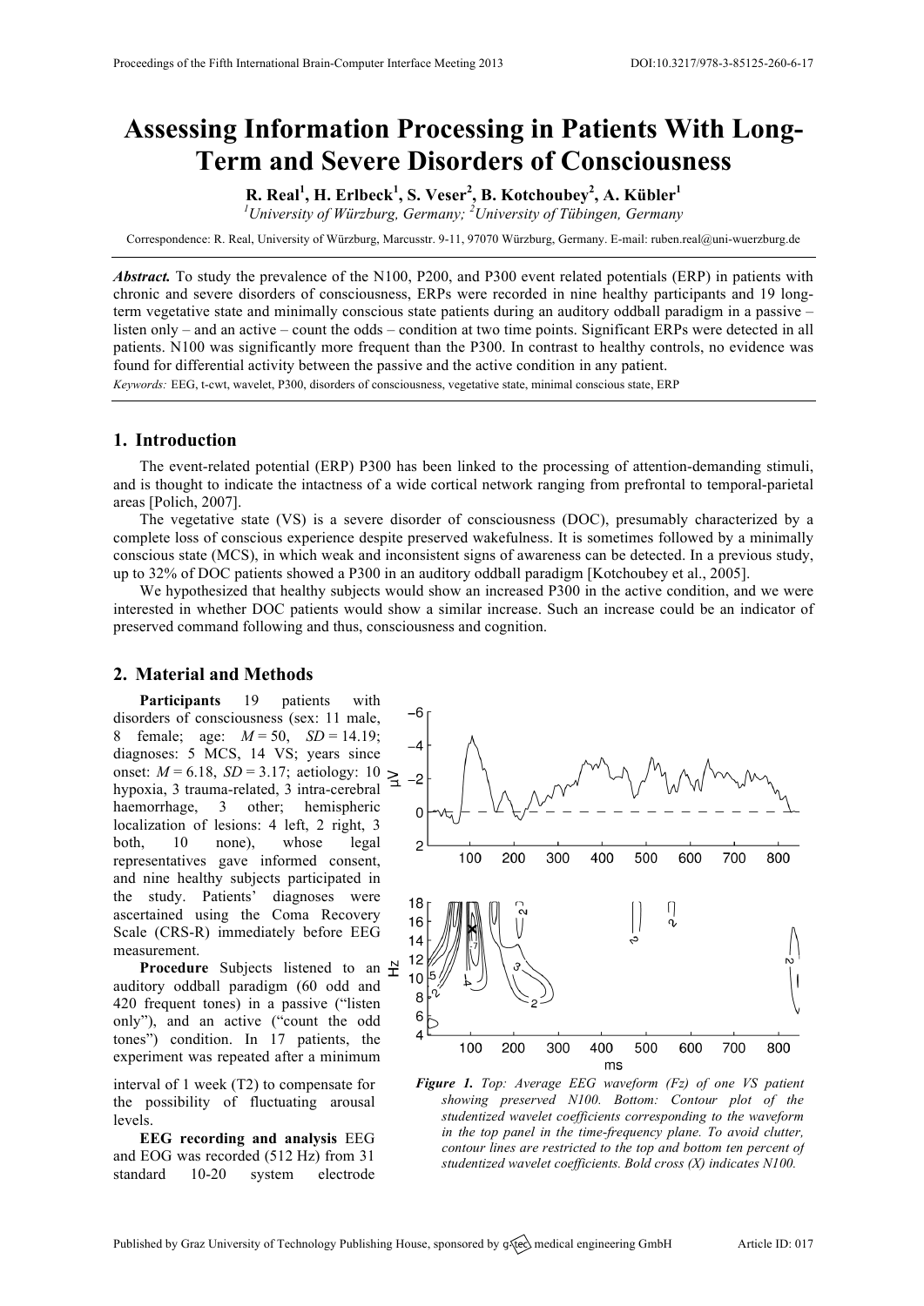# Assessing Information Processing in Patients With Long-Term and Severe Disorders of Consciousness

**R. Real[1], H. Erlbeck[1], S. Veser[2], B. Kotchoubey[2], A. Kübler[1]**

*[1]University of Würzburg, Germany; [2]University of Tübingen, Germany*

Correspondence: R. Real, University of Würzburg, Marcusstr. 9-11, 97070 Würzburg, Germany. E-mail: ruben.real@uni-wuerzburg.de

***Abstract.*** To study the prevalence of the N100, P200, and P300 event related potentials (ERP) in patients with chronic and severe disorders of consciousness, ERPs were recorded in nine healthy participants and 19 long-term vegetative state and minimally conscious state patients during an auditory oddball paradigm in a passive – listen only – and an active – count the odds – condition at two time points. Significant ERPs were detected in all patients. N100 was significantly more frequent than the P300. In contrast to healthy controls, no evidence was found for differential activity between the passive and the active condition in any patient.

*Keywords:* EEG, t-cwt, wavelet, P300, disorders of consciousness, vegetative state, minimal conscious state, ERP

## 1. Introduction

The event-related potential (ERP) P300 has been linked to the processing of attention-demanding stimuli, and is thought to indicate the intactness of a wide cortical network ranging from prefrontal to temporal-parietal areas [Polich, 2007].

The vegetative state (VS) is a severe disorder of consciousness (DOC), presumably characterized by a complete loss of conscious experience despite preserved wakefulness. It is sometimes followed by a minimally conscious state (MCS), in which weak and inconsistent signs of awareness can be detected. In a previous study, up to 32% of DOC patients showed a P300 in an auditory oddball paradigm [Kotchoubey et al., 2005].

We hypothesized that healthy subjects would show an increased P300 in the active condition, and we were interested in whether DOC patients would show a similar increase. Such an increase could be an indicator of preserved command following and thus, consciousness and cognition.

## 2. Material and Methods

**Participants** 19 patients with disorders of consciousness (sex: 11 male, 8 female; age: $M = 50$, $SD = 14.19$; diagnoses: 5 MCS, 14 VS; years since onset: $M = 6.18$, $SD = 3.17$; aetiology: 10 hypoxia, 3 trauma-related, 3 intra-cerebral haemorrhage, 3 other; hemispheric localization of lesions: 4 left, 2 right, 3 both, 10 none), whose legal representatives gave informed consent, and nine healthy subjects participated in the study. Patients' diagnoses were ascertained using the Coma Recovery Scale (CRS-R) immediately before EEG measurement.

**Procedure** Subjects listened to an auditory oddball paradigm (60 odd and 420 frequent tones) in a passive ("listen only"), and an active ("count the odd tones") condition. In 17 patients, the experiment was repeated after a minimum interval of 1 week (T2) to compensate for the possibility of fluctuating arousal levels.

**EEG recording and analysis** EEG and EOG was recorded (512 Hz) from 31 standard 10-20 system electrode

−6
−4
μV −2
0
2
100 200 300 400 500 600 700 800

18
16
14
Hz 12
10
8
6
4
100 200 300 400 500 600 700 800
ms

***Figure 1.*** *Top: Average EEG waveform (Fz) of one VS patient showing preserved N100. Bottom: Contour plot of the studentized wavelet coefficients corresponding to the waveform in the top panel in the time-frequency plane. To avoid clutter, contour lines are restricted to the top and bottom ten percent of studentized wavelet coefficients. Bold cross (X) indicates N100.*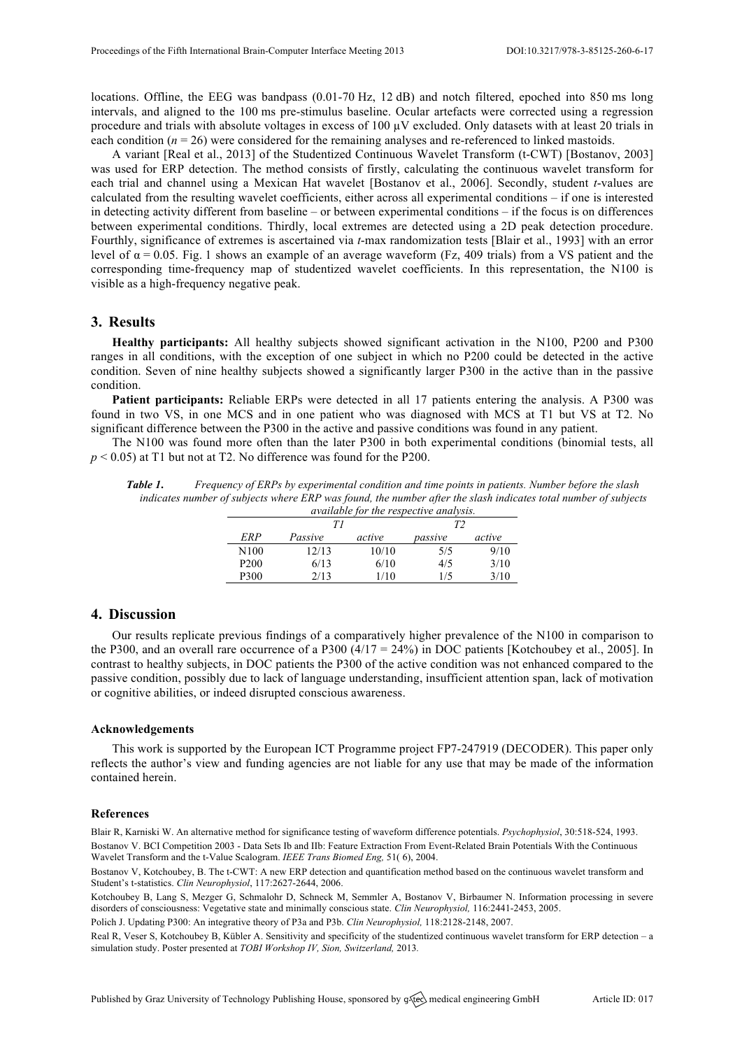locations. Offline, the EEG was bandpass (0.01-70 Hz, 12 dB) and notch filtered, epoched into 850 ms long intervals, and aligned to the 100 ms pre-stimulus baseline. Ocular artefacts were corrected using a regression procedure and trials with absolute voltages in excess of 100 µV excluded. Only datasets with at least 20 trials in each condition ($n = 26$) were considered for the remaining analyses and re-referenced to linked mastoids.

A variant [Real et al., 2013] of the Studentized Continuous Wavelet Transform (t-CWT) [Bostanov, 2003] was used for ERP detection. The method consists of firstly, calculating the continuous wavelet transform for each trial and channel using a Mexican Hat wavelet [Bostanov et al., 2006]. Secondly, student $t$-values are calculated from the resulting wavelet coefficients, either across all experimental conditions – if one is interested in detecting activity different from baseline – or between experimental conditions – if the focus is on differences between experimental conditions. Thirdly, local extremes are detected using a 2D peak detection procedure. Fourthly, significance of extremes is ascertained via $t$-max randomization tests [Blair et al., 1993] with an error level of $\alpha = 0.05$. Fig. 1 shows an example of an average waveform (Fz, 409 trials) from a VS patient and the corresponding time-frequency map of studentized wavelet coefficients. In this representation, the N100 is visible as a high-frequency negative peak.

## 3. Results

**Healthy participants:** All healthy subjects showed significant activation in the N100, P200 and P300 ranges in all conditions, with the exception of one subject in which no P200 could be detected in the active condition. Seven of nine healthy subjects showed a significantly larger P300 in the active than in the passive condition.

**Patient participants:** Reliable ERPs were detected in all 17 patients entering the analysis. A P300 was found in two VS, in one MCS and in one patient who was diagnosed with MCS at T1 but VS at T2. No significant difference between the P300 in the active and passive conditions was found in any patient.

The N100 was found more often than the later P300 in both experimental conditions (binomial tests, all $p < 0.05$) at T1 but not at T2. No difference was found for the P200.

***Table 1.*** *Frequency of ERPs by experimental condition and time points in patients. Number before the slash indicates number of subjects where ERP was found, the number after the slash indicates total number of subjects available for the respective analysis.*

| | *T1* | | *T2* | |
|---|---|---|---|---|
| *ERP* | *Passive* | *active* | *passive* | *active* |
| N100 | 12/13 | 10/10 | 5/5 | 9/10 |
| P200 | 6/13 | 6/10 | 4/5 | 3/10 |
| P300 | 2/13 | 1/10 | 1/5 | 3/10 |

## 4. Discussion

Our results replicate previous findings of a comparatively higher prevalence of the N100 in comparison to the P300, and an overall rare occurrence of a P300 (4/17 = 24%) in DOC patients [Kotchoubey et al., 2005]. In contrast to healthy subjects, in DOC patients the P300 of the active condition was not enhanced compared to the passive condition, possibly due to lack of language understanding, insufficient attention span, lack of motivation or cognitive abilities, or indeed disrupted conscious awareness.

#### Acknowledgements

This work is supported by the European ICT Programme project FP7-247919 (DECODER). This paper only reflects the author's view and funding agencies are not liable for any use that may be made of the information contained herein.

#### References

Blair R, Karniski W. An alternative method for significance testing of waveform difference potentials. *Psychophysiol*, 30:518-524, 1993.

Bostanov V. BCI Competition 2003 - Data Sets Ib and IIb: Feature Extraction From Event-Related Brain Potentials With the Continuous Wavelet Transform and the t-Value Scalogram. *IEEE Trans Biomed Eng,* 51( 6), 2004.

Bostanov V, Kotchoubey, B. The t-CWT: A new ERP detection and quantification method based on the continuous wavelet transform and Student's t-statistics. *Clin Neurophysiol*, 117:2627-2644, 2006.

Kotchoubey B, Lang S, Mezger G, Schmalohr D, Schneck M, Semmler A, Bostanov V, Birbaumer N. Information processing in severe disorders of consciousness: Vegetative state and minimally conscious state. *Clin Neurophysiol,* 116:2441-2453, 2005.

Polich J. Updating P300: An integrative theory of P3a and P3b. *Clin Neurophysiol,* 118:2128-2148, 2007.

Real R, Veser S, Kotchoubey B, Kübler A. Sensitivity and specificity of the studentized continuous wavelet transform for ERP detection – a simulation study. Poster presented at *TOBI Workshop IV, Sion, Switzerland,* 2013.